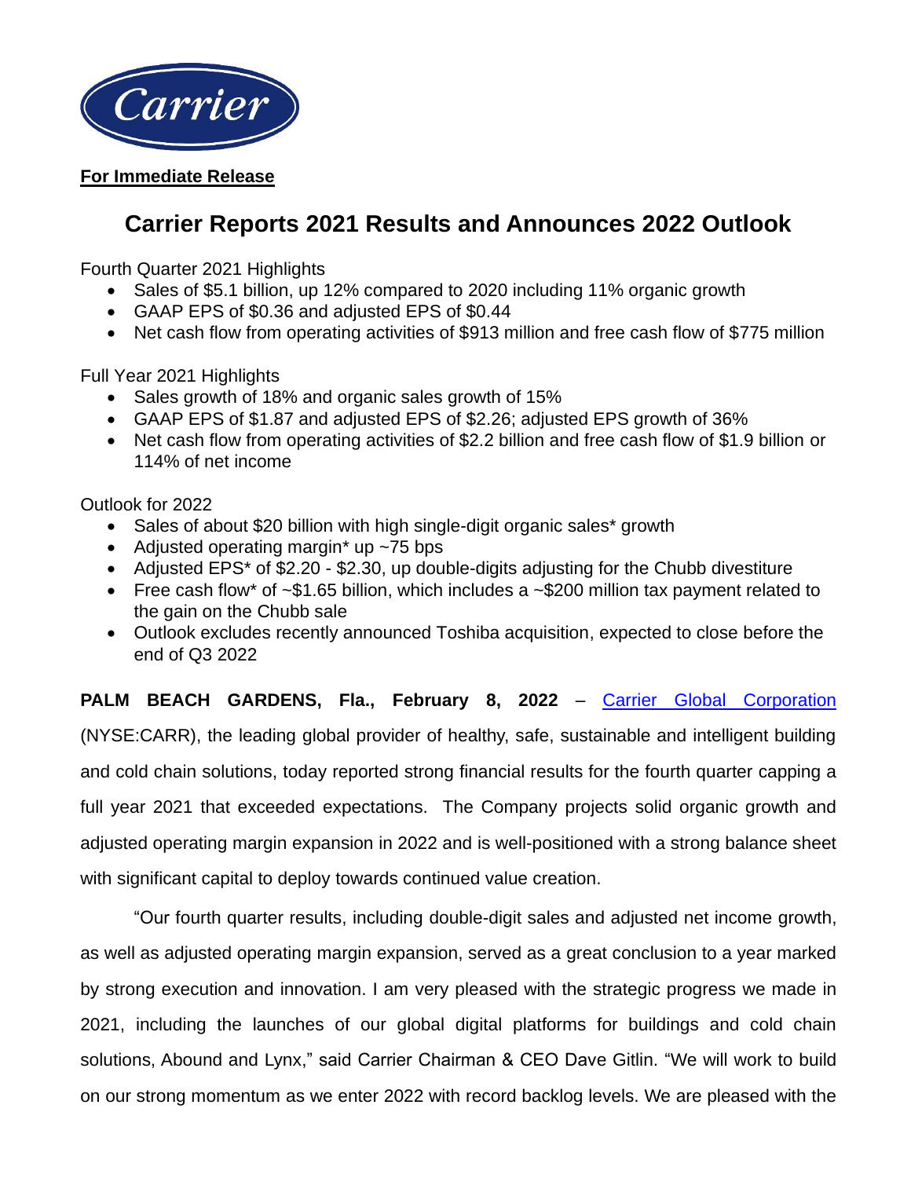**For Immediate Release**

# Carrier Reports 2021 Results and Announces 2022 Outlook

Fourth Quarter 2021 Highlights

- Sales of $5.1 billion, up 12% compared to 2020 including 11% organic growth
- GAAP EPS of $0.36 and adjusted EPS of $0.44
- Net cash flow from operating activities of $913 million and free cash flow of $775 million

Full Year 2021 Highlights

- Sales growth of 18% and organic sales growth of 15%
- GAAP EPS of $1.87 and adjusted EPS of $2.26; adjusted EPS growth of 36%
- Net cash flow from operating activities of $2.2 billion and free cash flow of $1.9 billion or 114% of net income

Outlook for 2022

- Sales of about $20 billion with high single-digit organic sales* growth
- Adjusted operating margin* up ~75 bps
- Adjusted EPS* of $2.20 - $2.30, up double-digits adjusting for the Chubb divestiture
- Free cash flow* of ~$1.65 billion, which includes a ~$200 million tax payment related to the gain on the Chubb sale
- Outlook excludes recently announced Toshiba acquisition, expected to close before the end of Q3 2022

**PALM BEACH GARDENS, Fla., February 8, 2022** – Carrier Global Corporation (NYSE:CARR), the leading global provider of healthy, safe, sustainable and intelligent building and cold chain solutions, today reported strong financial results for the fourth quarter capping a full year 2021 that exceeded expectations. The Company projects solid organic growth and adjusted operating margin expansion in 2022 and is well-positioned with a strong balance sheet with significant capital to deploy towards continued value creation.

"Our fourth quarter results, including double-digit sales and adjusted net income growth, as well as adjusted operating margin expansion, served as a great conclusion to a year marked by strong execution and innovation. I am very pleased with the strategic progress we made in 2021, including the launches of our global digital platforms for buildings and cold chain solutions, Abound and Lynx," said Carrier Chairman & CEO Dave Gitlin. "We will work to build on our strong momentum as we enter 2022 with record backlog levels. We are pleased with the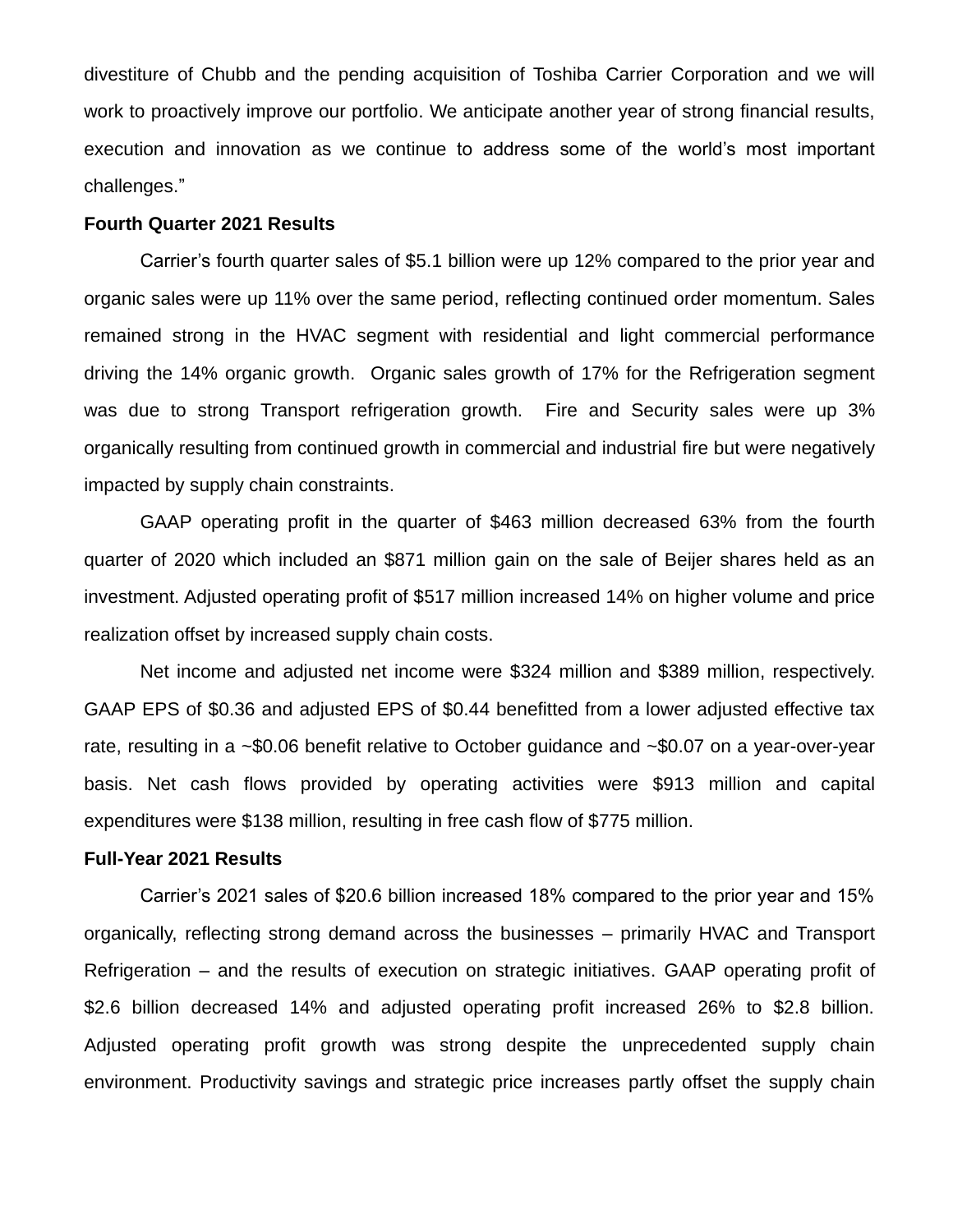divestiture of Chubb and the pending acquisition of Toshiba Carrier Corporation and we will work to proactively improve our portfolio. We anticipate another year of strong financial results, execution and innovation as we continue to address some of the world's most important challenges."

**Fourth Quarter 2021 Results**

Carrier's fourth quarter sales of $5.1 billion were up 12% compared to the prior year and organic sales were up 11% over the same period, reflecting continued order momentum. Sales remained strong in the HVAC segment with residential and light commercial performance driving the 14% organic growth. Organic sales growth of 17% for the Refrigeration segment was due to strong Transport refrigeration growth. Fire and Security sales were up 3% organically resulting from continued growth in commercial and industrial fire but were negatively impacted by supply chain constraints.

GAAP operating profit in the quarter of $463 million decreased 63% from the fourth quarter of 2020 which included an $871 million gain on the sale of Beijer shares held as an investment. Adjusted operating profit of $517 million increased 14% on higher volume and price realization offset by increased supply chain costs.

Net income and adjusted net income were $324 million and $389 million, respectively. GAAP EPS of $0.36 and adjusted EPS of $0.44 benefitted from a lower adjusted effective tax rate, resulting in a ~$0.06 benefit relative to October guidance and ~$0.07 on a year-over-year basis. Net cash flows provided by operating activities were $913 million and capital expenditures were $138 million, resulting in free cash flow of $775 million.

**Full-Year 2021 Results**

Carrier's 2021 sales of $20.6 billion increased 18% compared to the prior year and 15% organically, reflecting strong demand across the businesses – primarily HVAC and Transport Refrigeration – and the results of execution on strategic initiatives. GAAP operating profit of $2.6 billion decreased 14% and adjusted operating profit increased 26% to $2.8 billion. Adjusted operating profit growth was strong despite the unprecedented supply chain environment. Productivity savings and strategic price increases partly offset the supply chain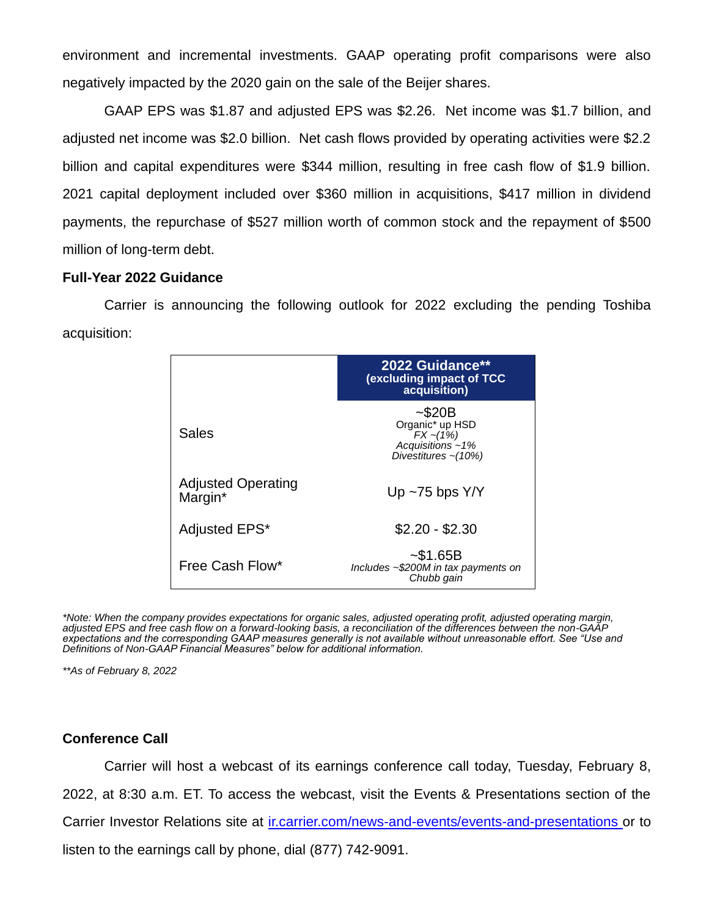environment and incremental investments. GAAP operating profit comparisons were also negatively impacted by the 2020 gain on the sale of the Beijer shares.

GAAP EPS was $1.87 and adjusted EPS was $2.26. Net income was $1.7 billion, and adjusted net income was $2.0 billion. Net cash flows provided by operating activities were $2.2 billion and capital expenditures were $344 million, resulting in free cash flow of $1.9 billion. 2021 capital deployment included over $360 million in acquisitions, $417 million in dividend payments, the repurchase of $527 million worth of common stock and the repayment of $500 million of long-term debt.

**Full-Year 2022 Guidance**

Carrier is announcing the following outlook for 2022 excluding the pending Toshiba acquisition:

| | **2022 Guidance\*\*** **(excluding impact of TCC acquisition)** |
|---|---|
| Sales | ~$20B<br>Organic* up HSD<br>*FX ~(1%)*<br>*Acquisitions ~1%*<br>*Divestitures ~(10%)* |
| Adjusted Operating Margin* | Up ~75 bps Y/Y |
| Adjusted EPS* | $2.20 - $2.30 |
| Free Cash Flow* | ~$1.65B<br>*Includes ~$200M in tax payments on Chubb gain* |

*\*Note: When the company provides expectations for organic sales, adjusted operating profit, adjusted operating margin, adjusted EPS and free cash flow on a forward-looking basis, a reconciliation of the differences between the non-GAAP expectations and the corresponding GAAP measures generally is not available without unreasonable effort. See "Use and Definitions of Non-GAAP Financial Measures" below for additional information.*

*\*\*As of February 8, 2022*

**Conference Call**

Carrier will host a webcast of its earnings conference call today, Tuesday, February 8, 2022, at 8:30 a.m. ET. To access the webcast, visit the Events & Presentations section of the Carrier Investor Relations site at [ir.carrier.com/news-and-events/events-and-presentations](ir.carrier.com/news-and-events/events-and-presentations) or to listen to the earnings call by phone, dial (877) 742-9091.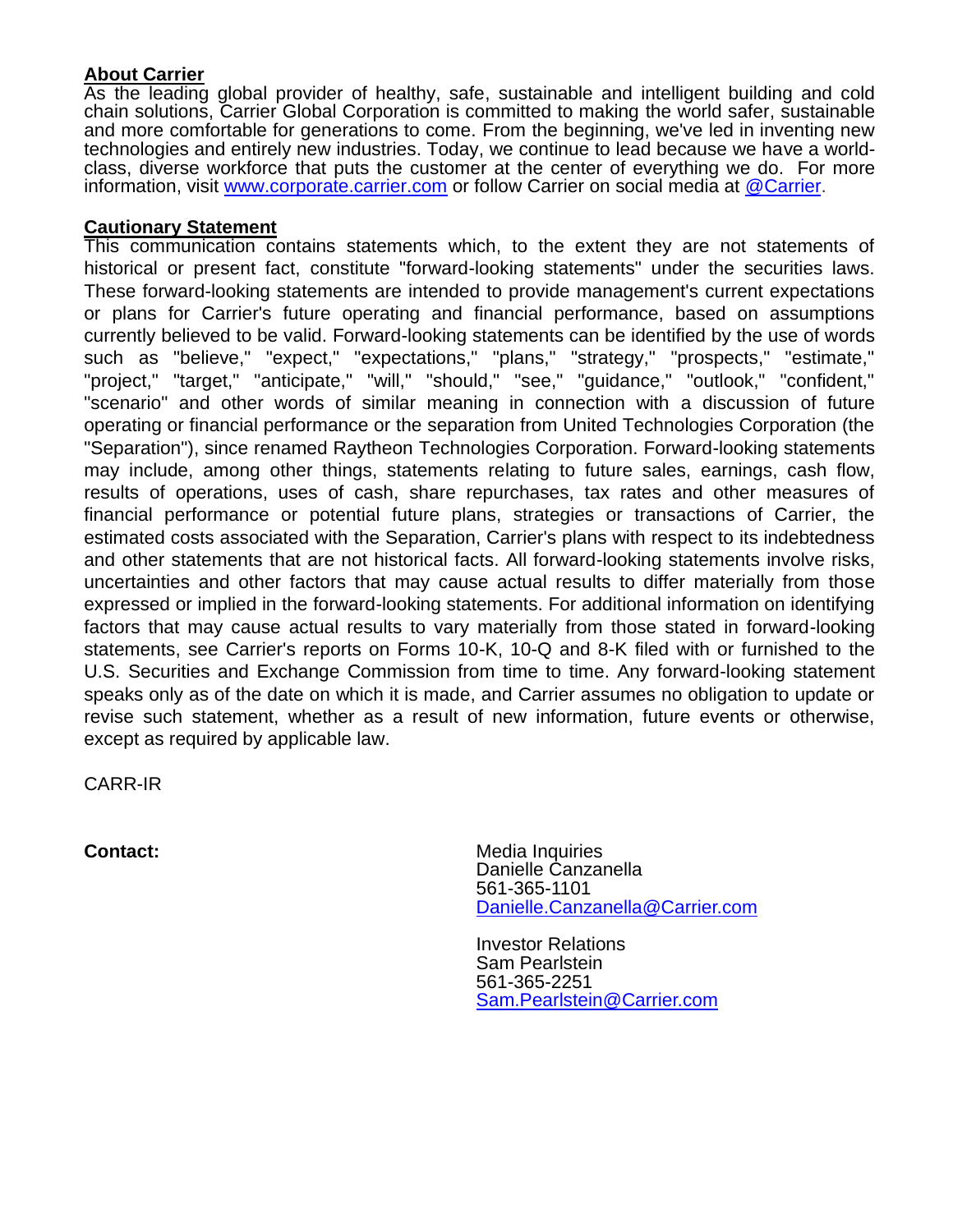**About Carrier**

As the leading global provider of healthy, safe, sustainable and intelligent building and cold chain solutions, Carrier Global Corporation is committed to making the world safer, sustainable and more comfortable for generations to come. From the beginning, we've led in inventing new technologies and entirely new industries. Today, we continue to lead because we have a world-class, diverse workforce that puts the customer at the center of everything we do. For more information, visit [www.corporate.carrier.com](www.corporate.carrier.com) or follow Carrier on social media at [@Carrier](@Carrier).

**Cautionary Statement**

This communication contains statements which, to the extent they are not statements of historical or present fact, constitute "forward-looking statements" under the securities laws. These forward-looking statements are intended to provide management's current expectations or plans for Carrier's future operating and financial performance, based on assumptions currently believed to be valid. Forward-looking statements can be identified by the use of words such as "believe," "expect," "expectations," "plans," "strategy," "prospects," "estimate," "project," "target," "anticipate," "will," "should," "see," "guidance," "outlook," "confident," "scenario" and other words of similar meaning in connection with a discussion of future operating or financial performance or the separation from United Technologies Corporation (the "Separation"), since renamed Raytheon Technologies Corporation. Forward-looking statements may include, among other things, statements relating to future sales, earnings, cash flow, results of operations, uses of cash, share repurchases, tax rates and other measures of financial performance or potential future plans, strategies or transactions of Carrier, the estimated costs associated with the Separation, Carrier's plans with respect to its indebtedness and other statements that are not historical facts. All forward-looking statements involve risks, uncertainties and other factors that may cause actual results to differ materially from those expressed or implied in the forward-looking statements. For additional information on identifying factors that may cause actual results to vary materially from those stated in forward-looking statements, see Carrier's reports on Forms 10-K, 10-Q and 8-K filed with or furnished to the U.S. Securities and Exchange Commission from time to time. Any forward-looking statement speaks only as of the date on which it is made, and Carrier assumes no obligation to update or revise such statement, whether as a result of new information, future events or otherwise, except as required by applicable law.

CARR-IR

**Contact:**

Media Inquiries
Danielle Canzanella
561-365-1101
[Danielle.Canzanella@Carrier.com](mailto:Danielle.Canzanella@Carrier.com)

Investor Relations
Sam Pearlstein
561-365-2251
[Sam.Pearlstein@Carrier.com](mailto:Sam.Pearlstein@Carrier.com)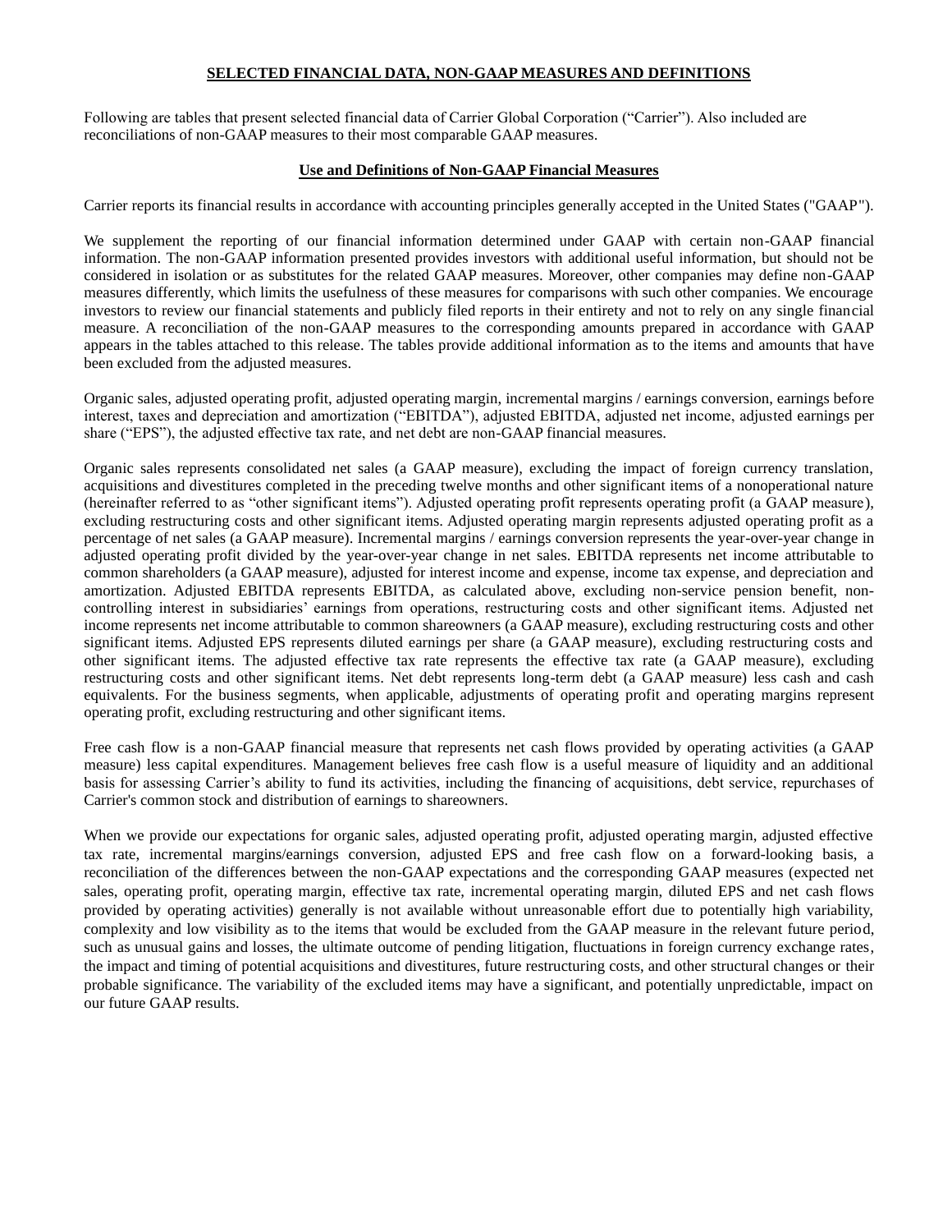## SELECTED FINANCIAL DATA, NON-GAAP MEASURES AND DEFINITIONS

Following are tables that present selected financial data of Carrier Global Corporation ("Carrier"). Also included are reconciliations of non-GAAP measures to their most comparable GAAP measures.

### Use and Definitions of Non-GAAP Financial Measures

Carrier reports its financial results in accordance with accounting principles generally accepted in the United States ("GAAP").

We supplement the reporting of our financial information determined under GAAP with certain non-GAAP financial information. The non-GAAP information presented provides investors with additional useful information, but should not be considered in isolation or as substitutes for the related GAAP measures. Moreover, other companies may define non-GAAP measures differently, which limits the usefulness of these measures for comparisons with such other companies. We encourage investors to review our financial statements and publicly filed reports in their entirety and not to rely on any single financial measure. A reconciliation of the non-GAAP measures to the corresponding amounts prepared in accordance with GAAP appears in the tables attached to this release. The tables provide additional information as to the items and amounts that have been excluded from the adjusted measures.

Organic sales, adjusted operating profit, adjusted operating margin, incremental margins / earnings conversion, earnings before interest, taxes and depreciation and amortization ("EBITDA"), adjusted EBITDA, adjusted net income, adjusted earnings per share ("EPS"), the adjusted effective tax rate, and net debt are non-GAAP financial measures.

Organic sales represents consolidated net sales (a GAAP measure), excluding the impact of foreign currency translation, acquisitions and divestitures completed in the preceding twelve months and other significant items of a nonoperational nature (hereinafter referred to as "other significant items"). Adjusted operating profit represents operating profit (a GAAP measure), excluding restructuring costs and other significant items. Adjusted operating margin represents adjusted operating profit as a percentage of net sales (a GAAP measure). Incremental margins / earnings conversion represents the year-over-year change in adjusted operating profit divided by the year-over-year change in net sales. EBITDA represents net income attributable to common shareholders (a GAAP measure), adjusted for interest income and expense, income tax expense, and depreciation and amortization. Adjusted EBITDA represents EBITDA, as calculated above, excluding non-service pension benefit, non-controlling interest in subsidiaries' earnings from operations, restructuring costs and other significant items. Adjusted net income represents net income attributable to common shareowners (a GAAP measure), excluding restructuring costs and other significant items. Adjusted EPS represents diluted earnings per share (a GAAP measure), excluding restructuring costs and other significant items. The adjusted effective tax rate represents the effective tax rate (a GAAP measure), excluding restructuring costs and other significant items. Net debt represents long-term debt (a GAAP measure) less cash and cash equivalents. For the business segments, when applicable, adjustments of operating profit and operating margins represent operating profit, excluding restructuring and other significant items.

Free cash flow is a non-GAAP financial measure that represents net cash flows provided by operating activities (a GAAP measure) less capital expenditures. Management believes free cash flow is a useful measure of liquidity and an additional basis for assessing Carrier's ability to fund its activities, including the financing of acquisitions, debt service, repurchases of Carrier's common stock and distribution of earnings to shareowners.

When we provide our expectations for organic sales, adjusted operating profit, adjusted operating margin, adjusted effective tax rate, incremental margins/earnings conversion, adjusted EPS and free cash flow on a forward-looking basis, a reconciliation of the differences between the non-GAAP expectations and the corresponding GAAP measures (expected net sales, operating profit, operating margin, effective tax rate, incremental operating margin, diluted EPS and net cash flows provided by operating activities) generally is not available without unreasonable effort due to potentially high variability, complexity and low visibility as to the items that would be excluded from the GAAP measure in the relevant future period, such as unusual gains and losses, the ultimate outcome of pending litigation, fluctuations in foreign currency exchange rates, the impact and timing of potential acquisitions and divestitures, future restructuring costs, and other structural changes or their probable significance. The variability of the excluded items may have a significant, and potentially unpredictable, impact on our future GAAP results.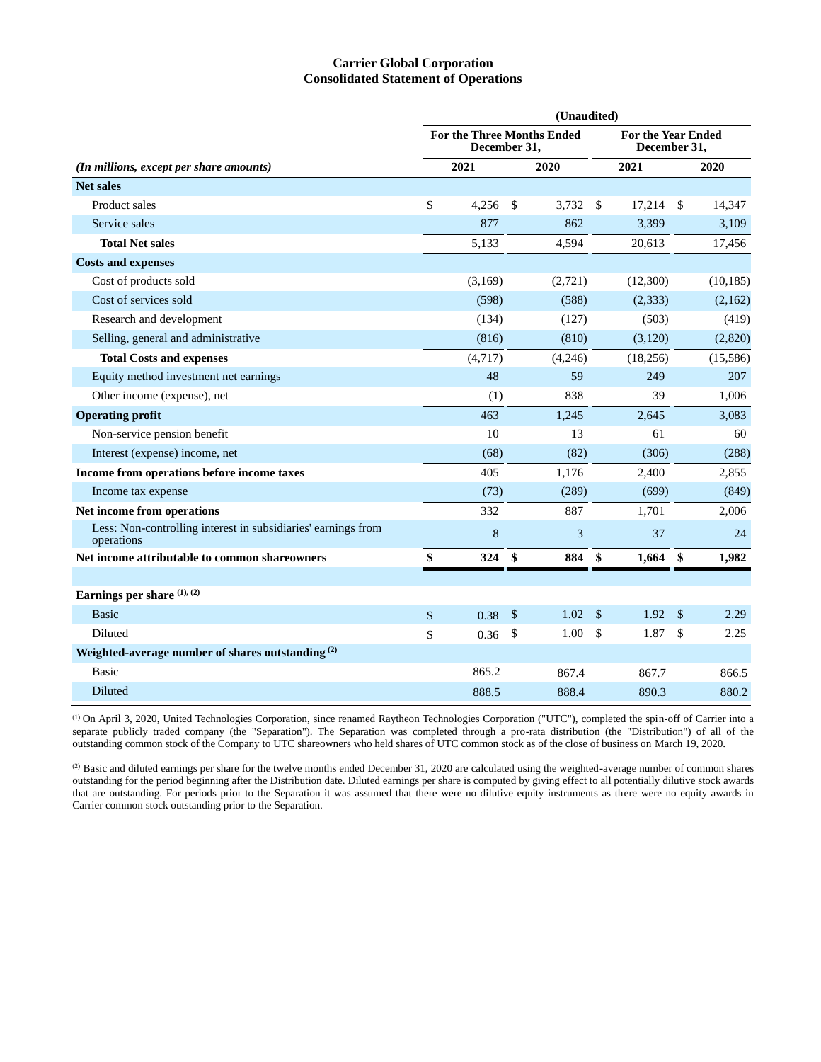# Carrier Global Corporation
## Consolidated Statement of Operations

| *(In millions, except per share amounts)* | (Unaudited) For the Three Months Ended December 31, 2021 | 2020 | For the Year Ended December 31, 2021 | 2020 |
|---|---|---|---|---|
| **Net sales** | | | | |
| Product sales | $ 4,256 | $ 3,732 | $ 17,214 | $ 14,347 |
| Service sales | 877 | 862 | 3,399 | 3,109 |
| **Total Net sales** | 5,133 | 4,594 | 20,613 | 17,456 |
| **Costs and expenses** | | | | |
| Cost of products sold | (3,169) | (2,721) | (12,300) | (10,185) |
| Cost of services sold | (598) | (588) | (2,333) | (2,162) |
| Research and development | (134) | (127) | (503) | (419) |
| Selling, general and administrative | (816) | (810) | (3,120) | (2,820) |
| **Total Costs and expenses** | (4,717) | (4,246) | (18,256) | (15,586) |
| Equity method investment net earnings | 48 | 59 | 249 | 207 |
| Other income (expense), net | (1) | 838 | 39 | 1,006 |
| **Operating profit** | 463 | 1,245 | 2,645 | 3,083 |
| Non-service pension benefit | 10 | 13 | 61 | 60 |
| Interest (expense) income, net | (68) | (82) | (306) | (288) |
| **Income from operations before income taxes** | 405 | 1,176 | 2,400 | 2,855 |
| Income tax expense | (73) | (289) | (699) | (849) |
| **Net income from operations** | 332 | 887 | 1,701 | 2,006 |
| Less: Non-controlling interest in subsidiaries' earnings from operations | 8 | 3 | 37 | 24 |
| **Net income attributable to common shareowners** | **$ 324** | **$ 884** | **$ 1,664** | **$ 1,982** |
| | | | | |
| **Earnings per share [(1), (2)]** | | | | |
| Basic | $ 0.38 | $ 1.02 | $ 1.92 | $ 2.29 |
| Diluted | $ 0.36 | $ 1.00 | $ 1.87 | $ 2.25 |
| **Weighted-average number of shares outstanding [(2)]** | | | | |
| Basic | 865.2 | 867.4 | 867.7 | 866.5 |
| Diluted | 888.5 | 888.4 | 890.3 | 880.2 |

[(1)] On April 3, 2020, United Technologies Corporation, since renamed Raytheon Technologies Corporation ("UTC"), completed the spin-off of Carrier into a separate publicly traded company (the "Separation"). The Separation was completed through a pro-rata distribution (the "Distribution") of all of the outstanding common stock of the Company to UTC shareowners who held shares of UTC common stock as of the close of business on March 19, 2020.

[(2)] Basic and diluted earnings per share for the twelve months ended December 31, 2020 are calculated using the weighted-average number of common shares outstanding for the period beginning after the Distribution date. Diluted earnings per share is computed by giving effect to all potentially dilutive stock awards that are outstanding. For periods prior to the Separation it was assumed that there were no dilutive equity instruments as there were no equity awards in Carrier common stock outstanding prior to the Separation.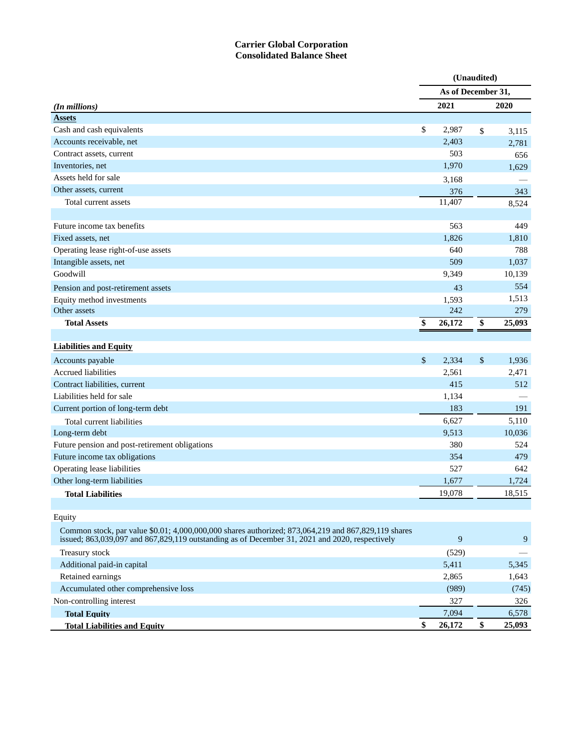# Carrier Global Corporation
## Consolidated Balance Sheet

| | (Unaudited) | |
|---|---|---|
| | As of December 31, | |
| *(In millions)* | 2021 | 2020 |
| **Assets** | | |
| Cash and cash equivalents | $ 2,987 | $ 3,115 |
| Accounts receivable, net | 2,403 | 2,781 |
| Contract assets, current | 503 | 656 |
| Inventories, net | 1,970 | 1,629 |
| Assets held for sale | 3,168 | — |
| Other assets, current | 376 | 343 |
| Total current assets | 11,407 | 8,524 |
| | | |
| Future income tax benefits | 563 | 449 |
| Fixed assets, net | 1,826 | 1,810 |
| Operating lease right-of-use assets | 640 | 788 |
| Intangible assets, net | 509 | 1,037 |
| Goodwill | 9,349 | 10,139 |
| Pension and post-retirement assets | 43 | 554 |
| Equity method investments | 1,593 | 1,513 |
| Other assets | 242 | 279 |
| **Total Assets** | **$ 26,172** | **$ 25,093** |
| | | |
| **Liabilities and Equity** | | |
| Accounts payable | $ 2,334 | $ 1,936 |
| Accrued liabilities | 2,561 | 2,471 |
| Contract liabilities, current | 415 | 512 |
| Liabilities held for sale | 1,134 | — |
| Current portion of long-term debt | 183 | 191 |
| Total current liabilities | 6,627 | 5,110 |
| Long-term debt | 9,513 | 10,036 |
| Future pension and post-retirement obligations | 380 | 524 |
| Future income tax obligations | 354 | 479 |
| Operating lease liabilities | 527 | 642 |
| Other long-term liabilities | 1,677 | 1,724 |
| **Total Liabilities** | 19,078 | 18,515 |
| | | |
| Equity | | |
| Common stock, par value $0.01; 4,000,000,000 shares authorized; 873,064,219 and 867,829,119 shares issued; 863,039,097 and 867,829,119 outstanding as of December 31, 2021 and 2020, respectively | 9 | 9 |
| Treasury stock | (529) | — |
| Additional paid-in capital | 5,411 | 5,345 |
| Retained earnings | 2,865 | 1,643 |
| Accumulated other comprehensive loss | (989) | (745) |
| Non-controlling interest | 327 | 326 |
| **Total Equity** | 7,094 | 6,578 |
| **Total Liabilities and Equity** | **$ 26,172** | **$ 25,093** |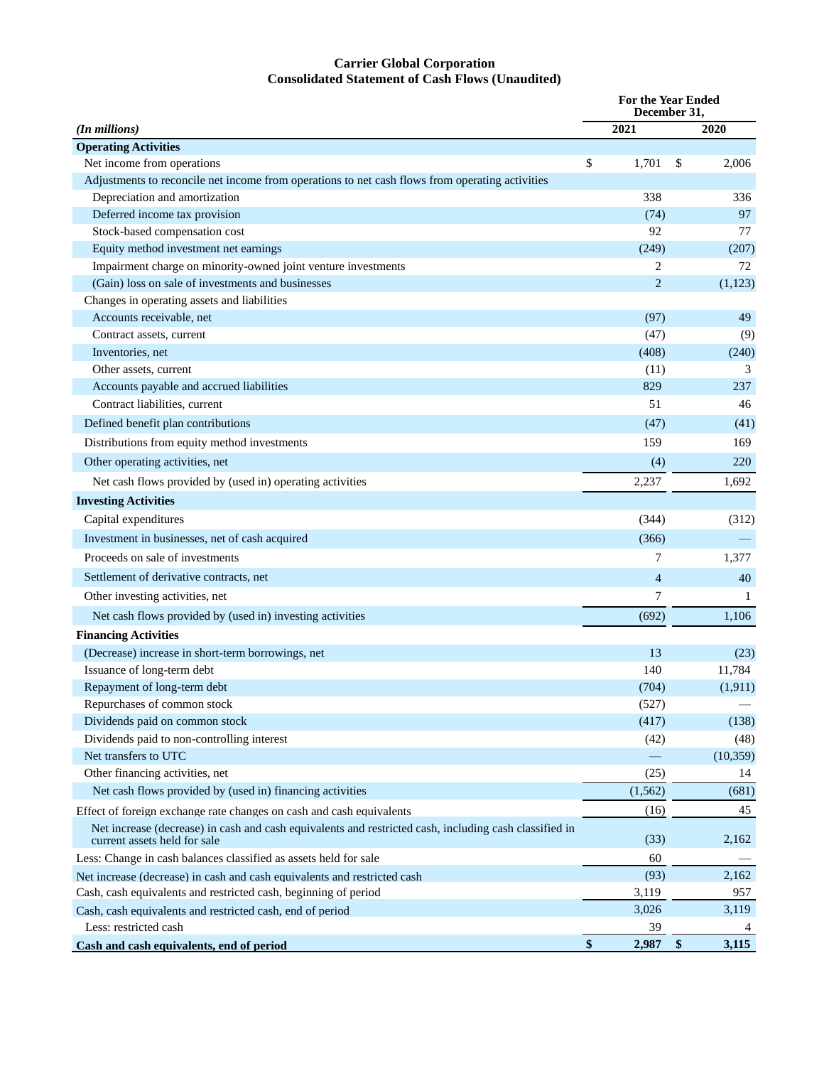**Carrier Global Corporation**
**Consolidated Statement of Cash Flows (Unaudited)**

| *(In millions)* | For the Year Ended December 31, 2021 | 2020 |
|---|---|---|
| **Operating Activities** | | |
| Net income from operations | $ 1,701 | $ 2,006 |
| Adjustments to reconcile net income from operations to net cash flows from operating activities | | |
| Depreciation and amortization | 338 | 336 |
| Deferred income tax provision | (74) | 97 |
| Stock-based compensation cost | 92 | 77 |
| Equity method investment net earnings | (249) | (207) |
| Impairment charge on minority-owned joint venture investments | 2 | 72 |
| (Gain) loss on sale of investments and businesses | 2 | (1,123) |
| Changes in operating assets and liabilities | | |
| Accounts receivable, net | (97) | 49 |
| Contract assets, current | (47) | (9) |
| Inventories, net | (408) | (240) |
| Other assets, current | (11) | 3 |
| Accounts payable and accrued liabilities | 829 | 237 |
| Contract liabilities, current | 51 | 46 |
| Defined benefit plan contributions | (47) | (41) |
| Distributions from equity method investments | 159 | 169 |
| Other operating activities, net | (4) | 220 |
| Net cash flows provided by (used in) operating activities | 2,237 | 1,692 |
| **Investing Activities** | | |
| Capital expenditures | (344) | (312) |
| Investment in businesses, net of cash acquired | (366) | — |
| Proceeds on sale of investments | 7 | 1,377 |
| Settlement of derivative contracts, net | 4 | 40 |
| Other investing activities, net | 7 | 1 |
| Net cash flows provided by (used in) investing activities | (692) | 1,106 |
| **Financing Activities** | | |
| (Decrease) increase in short-term borrowings, net | 13 | (23) |
| Issuance of long-term debt | 140 | 11,784 |
| Repayment of long-term debt | (704) | (1,911) |
| Repurchases of common stock | (527) | — |
| Dividends paid on common stock | (417) | (138) |
| Dividends paid to non-controlling interest | (42) | (48) |
| Net transfers to UTC | — | (10,359) |
| Other financing activities, net | (25) | 14 |
| Net cash flows provided by (used in) financing activities | (1,562) | (681) |
| Effect of foreign exchange rate changes on cash and cash equivalents | (16) | 45 |
| Net increase (decrease) in cash and cash equivalents and restricted cash, including cash classified in current assets held for sale | (33) | 2,162 |
| Less: Change in cash balances classified as assets held for sale | 60 | — |
| Net increase (decrease) in cash and cash equivalents and restricted cash | (93) | 2,162 |
| Cash, cash equivalents and restricted cash, beginning of period | 3,119 | 957 |
| Cash, cash equivalents and restricted cash, end of period | 3,026 | 3,119 |
| Less: restricted cash | 39 | 4 |
| **Cash and cash equivalents, end of period** | **$ 2,987** | **$ 3,115** |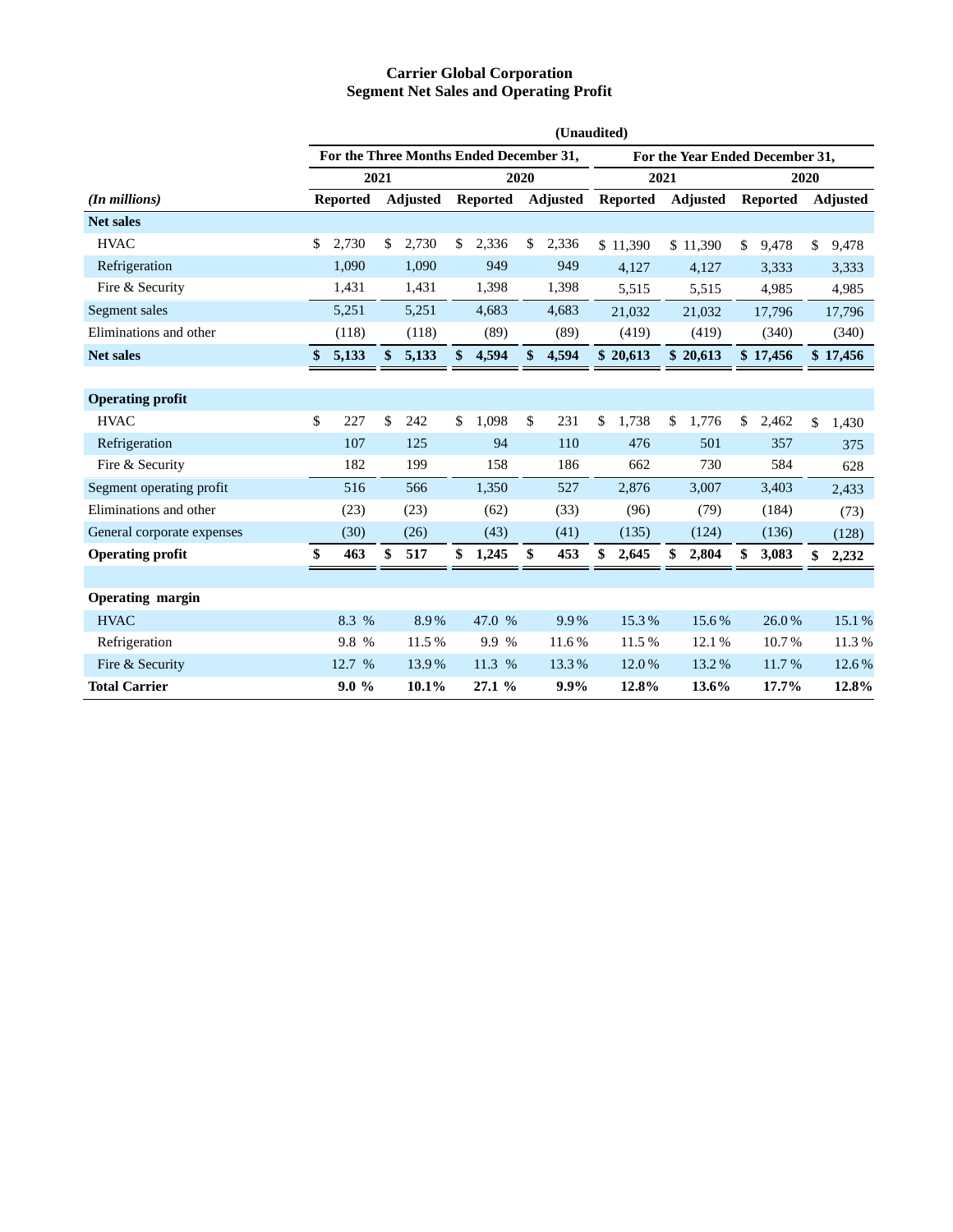# Carrier Global Corporation
## Segment Net Sales and Operating Profit

| | (Unaudited) | | | | | | | |
|---|---|---|---|---|---|---|---|---|
| | For the Three Months Ended December 31, | | | | For the Year Ended December 31, | | | |
| | 2021 | | 2020 | | 2021 | | 2020 | |
| *(In millions)* | Reported | Adjusted | Reported | Adjusted | Reported | Adjusted | Reported | Adjusted |
| **Net sales** | | | | | | | | |
| HVAC | $ 2,730 | $ 2,730 | $ 2,336 | $ 2,336 | $ 11,390 | $ 11,390 | $ 9,478 | $ 9,478 |
| Refrigeration | 1,090 | 1,090 | 949 | 949 | 4,127 | 4,127 | 3,333 | 3,333 |
| Fire & Security | 1,431 | 1,431 | 1,398 | 1,398 | 5,515 | 5,515 | 4,985 | 4,985 |
| Segment sales | 5,251 | 5,251 | 4,683 | 4,683 | 21,032 | 21,032 | 17,796 | 17,796 |
| Eliminations and other | (118) | (118) | (89) | (89) | (419) | (419) | (340) | (340) |
| **Net sales** | **$ 5,133** | **$ 5,133** | **$ 4,594** | **$ 4,594** | **$ 20,613** | **$ 20,613** | **$ 17,456** | **$ 17,456** |
| | | | | | | | | |
| **Operating profit** | | | | | | | | |
| HVAC | $ 227 | $ 242 | $ 1,098 | $ 231 | $ 1,738 | $ 1,776 | $ 2,462 | $ 1,430 |
| Refrigeration | 107 | 125 | 94 | 110 | 476 | 501 | 357 | 375 |
| Fire & Security | 182 | 199 | 158 | 186 | 662 | 730 | 584 | 628 |
| Segment operating profit | 516 | 566 | 1,350 | 527 | 2,876 | 3,007 | 3,403 | 2,433 |
| Eliminations and other | (23) | (23) | (62) | (33) | (96) | (79) | (184) | (73) |
| General corporate expenses | (30) | (26) | (43) | (41) | (135) | (124) | (136) | (128) |
| **Operating profit** | **$ 463** | **$ 517** | **$ 1,245** | **$ 453** | **$ 2,645** | **$ 2,804** | **$ 3,083** | **$ 2,232** |
| | | | | | | | | |
| **Operating margin** | | | | | | | | |
| HVAC | 8.3 % | 8.9 % | 47.0 % | 9.9 % | 15.3 % | 15.6 % | 26.0 % | 15.1 % |
| Refrigeration | 9.8 % | 11.5 % | 9.9 % | 11.6 % | 11.5 % | 12.1 % | 10.7 % | 11.3 % |
| Fire & Security | 12.7 % | 13.9 % | 11.3 % | 13.3 % | 12.0 % | 13.2 % | 11.7 % | 12.6 % |
| **Total Carrier** | **9.0 %** | **10.1%** | **27.1 %** | **9.9%** | **12.8%** | **13.6%** | **17.7%** | **12.8%** |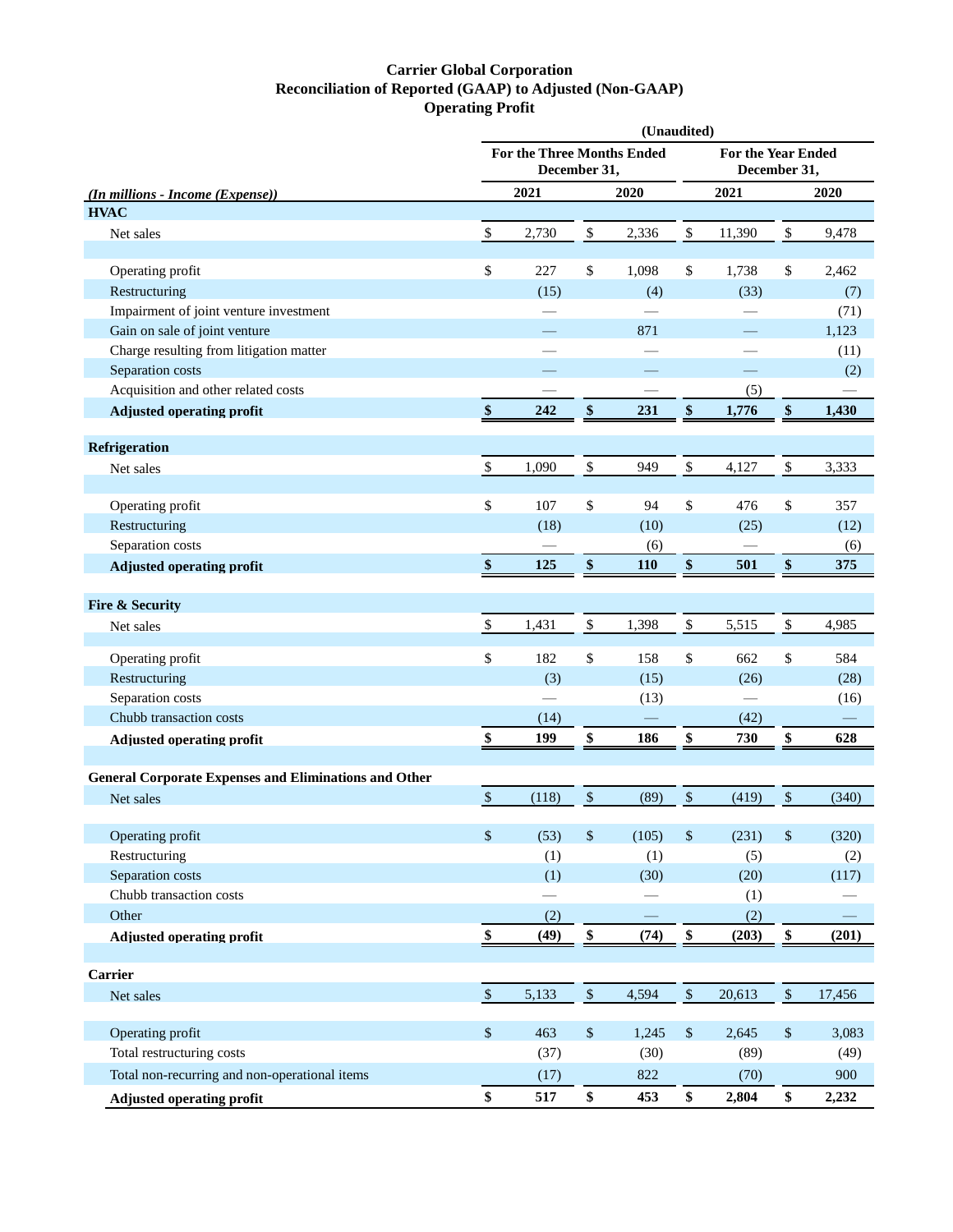# Carrier Global Corporation
## Reconciliation of Reported (GAAP) to Adjusted (Non-GAAP)
## Operating Profit

| (In millions - Income (Expense)) | (Unaudited) | | | |
|---|---|---|---|---|
| | For the Three Months Ended December 31, | | For the Year Ended December 31, | |
| | 2021 | 2020 | 2021 | 2020 |
| **HVAC** | | | | |
| Net sales | $ 2,730 | $ 2,336 | $ 11,390 | $ 9,478 |
| Operating profit | $ 227 | $ 1,098 | $ 1,738 | $ 2,462 |
| Restructuring | (15) | (4) | (33) | (7) |
| Impairment of joint venture investment | — | — | — | (71) |
| Gain on sale of joint venture | — | 871 | — | 1,123 |
| Charge resulting from litigation matter | — | — | — | (11) |
| Separation costs | — | — | — | (2) |
| Acquisition and other related costs | — | — | (5) | — |
| **Adjusted operating profit** | **$ 242** | **$ 231** | **$ 1,776** | **$ 1,430** |
| **Refrigeration** | | | | |
| Net sales | $ 1,090 | $ 949 | $ 4,127 | $ 3,333 |
| Operating profit | $ 107 | $ 94 | $ 476 | $ 357 |
| Restructuring | (18) | (10) | (25) | (12) |
| Separation costs | — | (6) | — | (6) |
| **Adjusted operating profit** | **$ 125** | **$ 110** | **$ 501** | **$ 375** |
| **Fire & Security** | | | | |
| Net sales | $ 1,431 | $ 1,398 | $ 5,515 | $ 4,985 |
| Operating profit | $ 182 | $ 158 | $ 662 | $ 584 |
| Restructuring | (3) | (15) | (26) | (28) |
| Separation costs | — | (13) | — | (16) |
| Chubb transaction costs | (14) | — | (42) | — |
| **Adjusted operating profit** | **$ 199** | **$ 186** | **$ 730** | **$ 628** |
| **General Corporate Expenses and Eliminations and Other** | | | | |
| Net sales | $ (118) | $ (89) | $ (419) | $ (340) |
| Operating profit | $ (53) | $ (105) | $ (231) | $ (320) |
| Restructuring | (1) | (1) | (5) | (2) |
| Separation costs | (1) | (30) | (20) | (117) |
| Chubb transaction costs | — | — | (1) | — |
| Other | (2) | — | (2) | — |
| **Adjusted operating profit** | **$ (49)** | **$ (74)** | **$ (203)** | **$ (201)** |
| **Carrier** | | | | |
| Net sales | $ 5,133 | $ 4,594 | $ 20,613 | $ 17,456 |
| Operating profit | $ 463 | $ 1,245 | $ 2,645 | $ 3,083 |
| Total restructuring costs | (37) | (30) | (89) | (49) |
| Total non-recurring and non-operational items | (17) | 822 | (70) | 900 |
| **Adjusted operating profit** | **$ 517** | **$ 453** | **$ 2,804** | **$ 2,232** |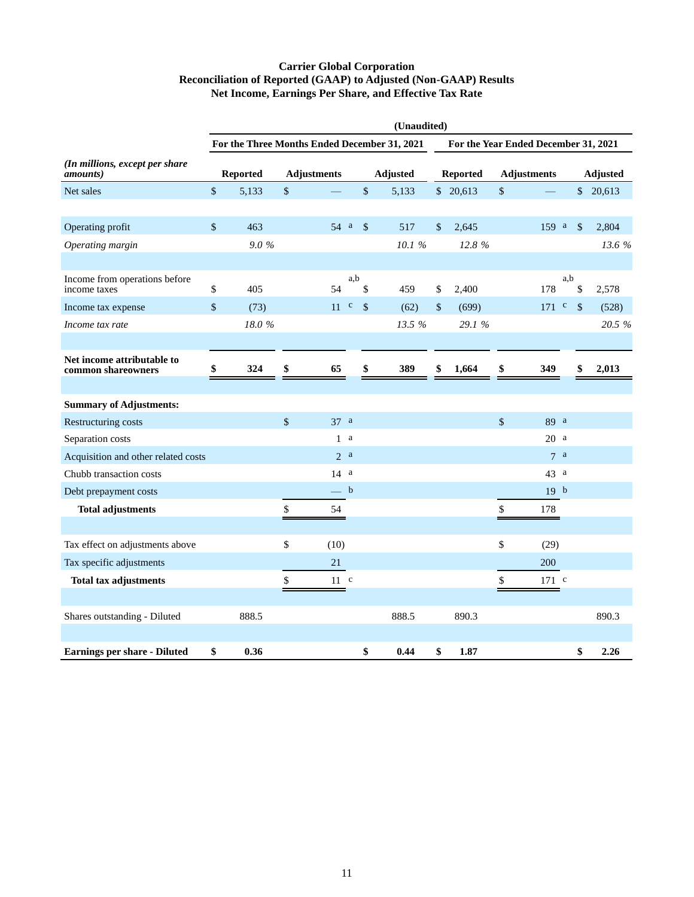# Carrier Global Corporation
## Reconciliation of Reported (GAAP) to Adjusted (Non-GAAP) Results
## Net Income, Earnings Per Share, and Effective Tax Rate

| | (Unaudited) | | | | | |
|---|---|---|---|---|---|---|
| | For the Three Months Ended December 31, 2021 | | | For the Year Ended December 31, 2021 | | |
| *(In millions, except per share amounts)* | **Reported** | **Adjustments** | **Adjusted** | **Reported** | **Adjustments** | **Adjusted** |
| Net sales | $ 5,133 | $ — | $ 5,133 | $ 20,613 | $ — | $ 20,613 |
| Operating profit | $ 463 | 54 [a] | $ 517 | $ 2,645 | 159 [a] | $ 2,804 |
| *Operating margin* | *9.0 %* | | *10.1 %* | *12.8 %* | | *13.6 %* |
| Income from operations before income taxes | $ 405 | 54 [a,b] | $ 459 | $ 2,400 | 178 [a,b] | $ 2,578 |
| Income tax expense | $ (73) | 11 [c] | $ (62) | $ (699) | 171 [c] | $ (528) |
| *Income tax rate* | *18.0 %* | | *13.5 %* | *29.1 %* | | *20.5 %* |
| **Net income attributable to common shareowners** | **$ 324** | **$ 65** | **$ 389** | **$ 1,664** | **$ 349** | **$ 2,013** |
| **Summary of Adjustments:** | | | | | | |
| Restructuring costs | | $ 37 [a] | | | $ 89 [a] | |
| Separation costs | | 1 [a] | | | 20 [a] | |
| Acquisition and other related costs | | 2 [a] | | | 7 [a] | |
| Chubb transaction costs | | 14 [a] | | | 43 [a] | |
| Debt prepayment costs | | — [b] | | | 19 [b] | |
| **Total adjustments** | | $ 54 | | | $ 178 | |
| Tax effect on adjustments above | | $ (10) | | | $ (29) | |
| Tax specific adjustments | | 21 | | | 200 | |
| **Total tax adjustments** | | $ 11 [c] | | | $ 171 [c] | |
| Shares outstanding - Diluted | 888.5 | | 888.5 | 890.3 | | 890.3 |
| **Earnings per share - Diluted** | **$ 0.36** | | **$ 0.44** | **$ 1.87** | | **$ 2.26** |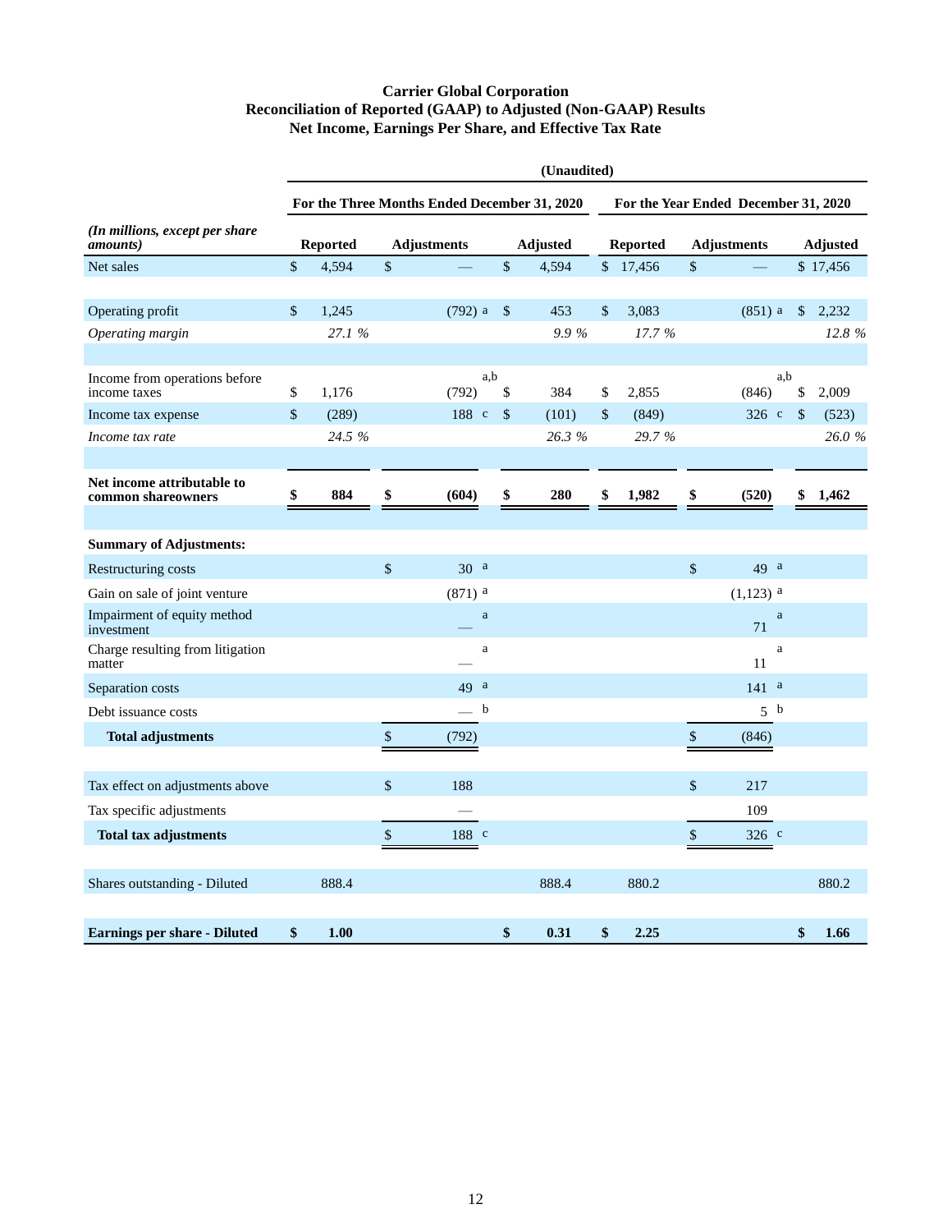**Carrier Global Corporation**
**Reconciliation of Reported (GAAP) to Adjusted (Non-GAAP) Results**
**Net Income, Earnings Per Share, and Effective Tax Rate**

| | (Unaudited) | | | | | |
|---|---|---|---|---|---|---|
| | For the Three Months Ended December 31, 2020 | | | For the Year Ended December 31, 2020 | | |
| *(In millions, except per share amounts)* | Reported | Adjustments | Adjusted | Reported | Adjustments | Adjusted |
| Net sales | $ 4,594 | $ — | $ 4,594 | $ 17,456 | $ — | $ 17,456 |
| | | | | | | |
| Operating profit | $ 1,245 | (792) a | $ 453 | $ 3,083 | (851) a | $ 2,232 |
| *Operating margin* | *27.1 %* | | *9.9 %* | *17.7 %* | | *12.8 %* |
| | | | | | | |
| Income from operations before income taxes | $ 1,176 | (792) a,b | $ 384 | $ 2,855 | (846) a,b | $ 2,009 |
| Income tax expense | $ (289) | 188 c | $ (101) | $ (849) | 326 c | $ (523) |
| *Income tax rate* | *24.5 %* | | *26.3 %* | *29.7 %* | | *26.0 %* |
| | | | | | | |
| **Net income attributable to common shareowners** | **$ 884** | **$ (604)** | **$ 280** | **$ 1,982** | **$ (520)** | **$ 1,462** |
| | | | | | | |
| **Summary of Adjustments:** | | | | | | |
| Restructuring costs | | $ 30 a | | | $ 49 a | |
| Gain on sale of joint venture | | (871) a | | | (1,123) a | |
| Impairment of equity method investment | | — a | | | 71 a | |
| Charge resulting from litigation matter | | — a | | | 11 a | |
| Separation costs | | 49 a | | | 141 a | |
| Debt issuance costs | | — b | | | 5 b | |
| **Total adjustments** | | $ (792) | | | $ (846) | |
| | | | | | | |
| Tax effect on adjustments above | | $ 188 | | | $ 217 | |
| Tax specific adjustments | | — | | | 109 | |
| **Total tax adjustments** | | $ 188 c | | | $ 326 c | |
| | | | | | | |
| Shares outstanding - Diluted | 888.4 | | 888.4 | 880.2 | | 880.2 |
| | | | | | | |
| **Earnings per share - Diluted** | **$ 1.00** | | **$ 0.31** | **$ 2.25** | | **$ 1.66** |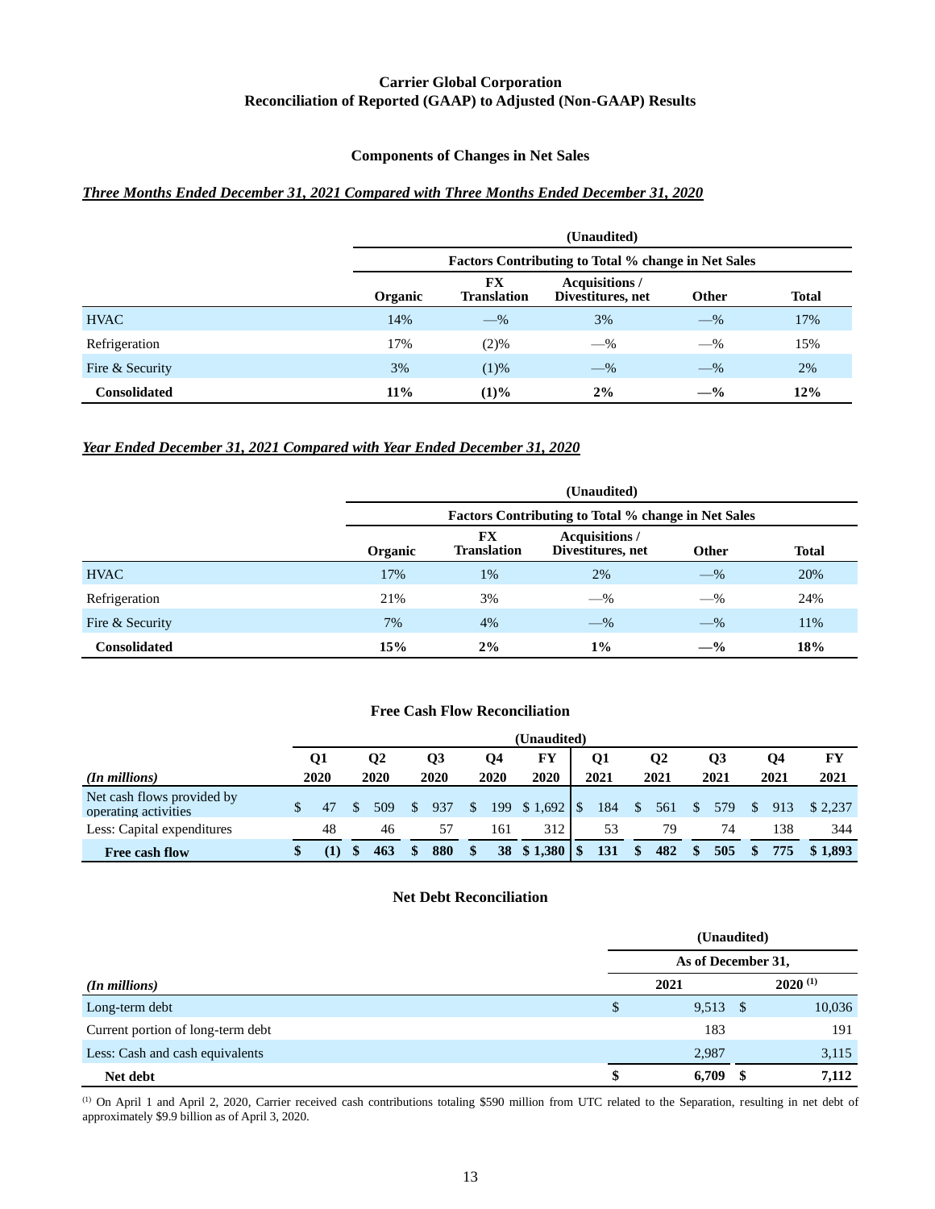# Carrier Global Corporation
# Reconciliation of Reported (GAAP) to Adjusted (Non-GAAP) Results

## Components of Changes in Net Sales

***Three Months Ended December 31, 2021 Compared with Three Months Ended December 31, 2020***

| | (Unaudited) | | | | |
|---|---|---|---|---|---|
| | Factors Contributing to Total % change in Net Sales | | | | |
| | **Organic** | **FX Translation** | **Acquisitions / Divestitures, net** | **Other** | **Total** |
| HVAC | 14% | —% | 3% | —% | 17% |
| Refrigeration | 17% | (2)% | —% | —% | 15% |
| Fire & Security | 3% | (1)% | —% | —% | 2% |
| **Consolidated** | **11%** | **(1)%** | **2%** | **—%** | **12%** |

***Year Ended December 31, 2021 Compared with Year Ended December 31, 2020***

| | (Unaudited) | | | | |
|---|---|---|---|---|---|
| | Factors Contributing to Total % change in Net Sales | | | | |
| | **Organic** | **FX Translation** | **Acquisitions / Divestitures, net** | **Other** | **Total** |
| HVAC | 17% | 1% | 2% | —% | 20% |
| Refrigeration | 21% | 3% | —% | —% | 24% |
| Fire & Security | 7% | 4% | —% | —% | 11% |
| **Consolidated** | **15%** | **2%** | **1%** | **—%** | **18%** |

## Free Cash Flow Reconciliation

| *(In millions)* | Q1 2020 | Q2 2020 | Q3 2020 | Q4 2020 | FY 2020 | Q1 2021 | Q2 2021 | Q3 2021 | Q4 2021 | FY 2021 |
|---|---|---|---|---|---|---|---|---|---|---|
| Net cash flows provided by operating activities | $ 47 | $ 509 | $ 937 | $ 199 | $ 1,692 | $ 184 | $ 561 | $ 579 | $ 913 | $ 2,237 |
| Less: Capital expenditures | 48 | 46 | 57 | 161 | 312 | 53 | 79 | 74 | 138 | 344 |
| **Free cash flow** | **$ (1)** | **$ 463** | **$ 880** | **$ 38** | **$ 1,380** | **$ 131** | **$ 482** | **$ 505** | **$ 775** | **$ 1,893** |

(Unaudited)

## Net Debt Reconciliation

| | (Unaudited) | |
|---|---|---|
| | As of December 31, | |
| *(In millions)* | 2021 | 2020 [(1)] |
| Long-term debt | $ 9,513 | $ 10,036 |
| Current portion of long-term debt | 183 | 191 |
| Less: Cash and cash equivalents | 2,987 | 3,115 |
| **Net debt** | **$ 6,709** | **$ 7,112** |

(1) On April 1 and April 2, 2020, Carrier received cash contributions totaling $590 million from UTC related to the Separation, resulting in net debt of approximately $9.9 billion as of April 3, 2020.